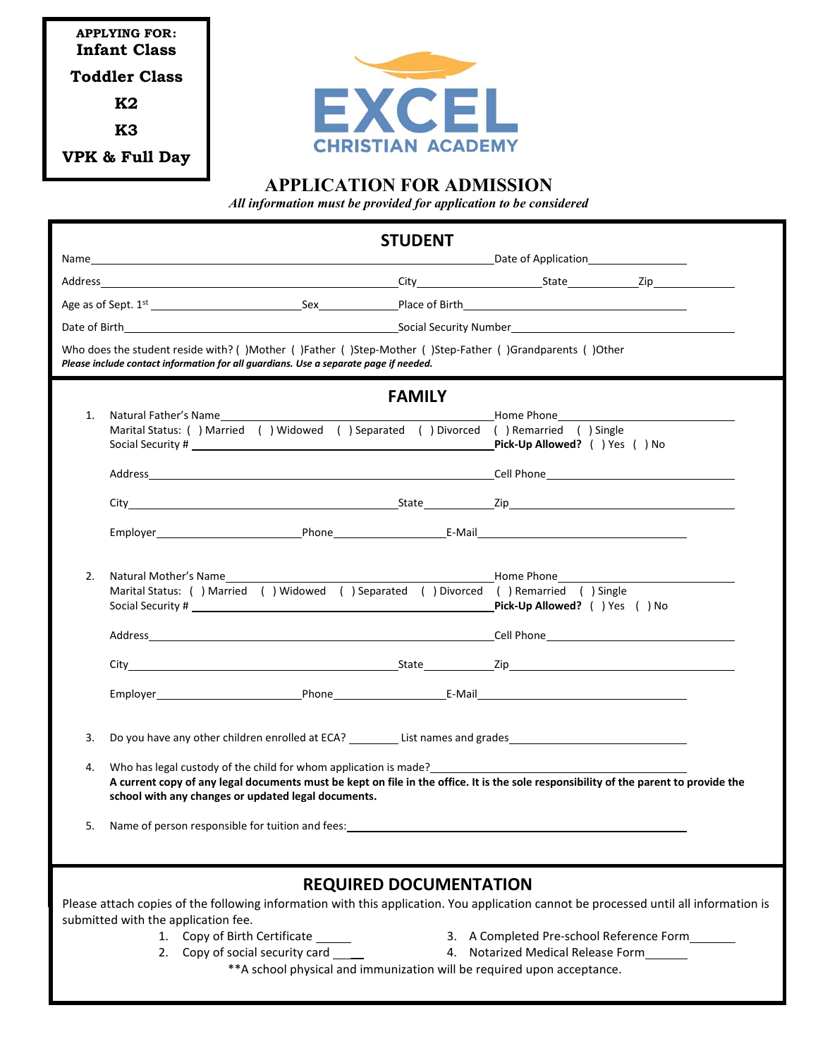**APPLYING FOR:**
**Infant Class**
**Toddler Class**
**K2**
**K3**
**VPK & Full Day**

EXCEL
CHRISTIAN ACADEMY

# APPLICATION FOR ADMISSION

*All information must be provided for application to be considered*

## STUDENT

Name_______________________________________________ Date of Application________________

Address__________________________________ City____________________ State__________ Zip__________

Age as of Sept. 1st ____________________ Sex__________ Place of Birth______________________________

Date of Birth__________________________________ Social Security Number________________________________

Who does the student reside with? ( )Mother ( )Father ( )Step-Mother ( )Step-Father ( )Grandparents ( )Other

***Please include contact information for all guardians. Use a separate page if needed.***

## FAMILY

1. Natural Father's Name_______________________________________ Home Phone________________________
   Marital Status: ( ) Married ( ) Widowed ( ) Separated ( ) Divorced ( ) Remarried ( ) Single
   Social Security # _______________________________________ **Pick-Up Allowed?** ( ) Yes ( ) No

   Address_______________________________________________ Cell Phone________________________

   City__________________________________ State__________ Zip______________________________

   Employer____________________ Phone_______________ E-Mail______________________________

2. Natural Mother's Name_______________________________________ Home Phone________________________
   Marital Status: ( ) Married ( ) Widowed ( ) Separated ( ) Divorced ( ) Remarried ( ) Single
   Social Security # _______________________________________ **Pick-Up Allowed?** ( ) Yes ( ) No

   Address_______________________________________________ Cell Phone________________________

   City__________________________________ State__________ Zip______________________________

   Employer____________________ Phone_______________ E-Mail______________________________

3. Do you have any other children enrolled at ECA? ________ List names and grades__________________________

4. Who has legal custody of the child for whom application is made?________________________________
   **A current copy of any legal documents must be kept on file in the office. It is the sole responsibility of the parent to provide the school with any changes or updated legal documents.**

5. Name of person responsible for tuition and fees:____________________________________________

## REQUIRED DOCUMENTATION

Please attach copies of the following information with this application. You application cannot be processed until all information is submitted with the application fee.

1. Copy of Birth Certificate ______
2. Copy of social security card ______
3. A Completed Pre-school Reference Form_______
4. Notarized Medical Release Form_______

**A school physical and immunization will be required upon acceptance.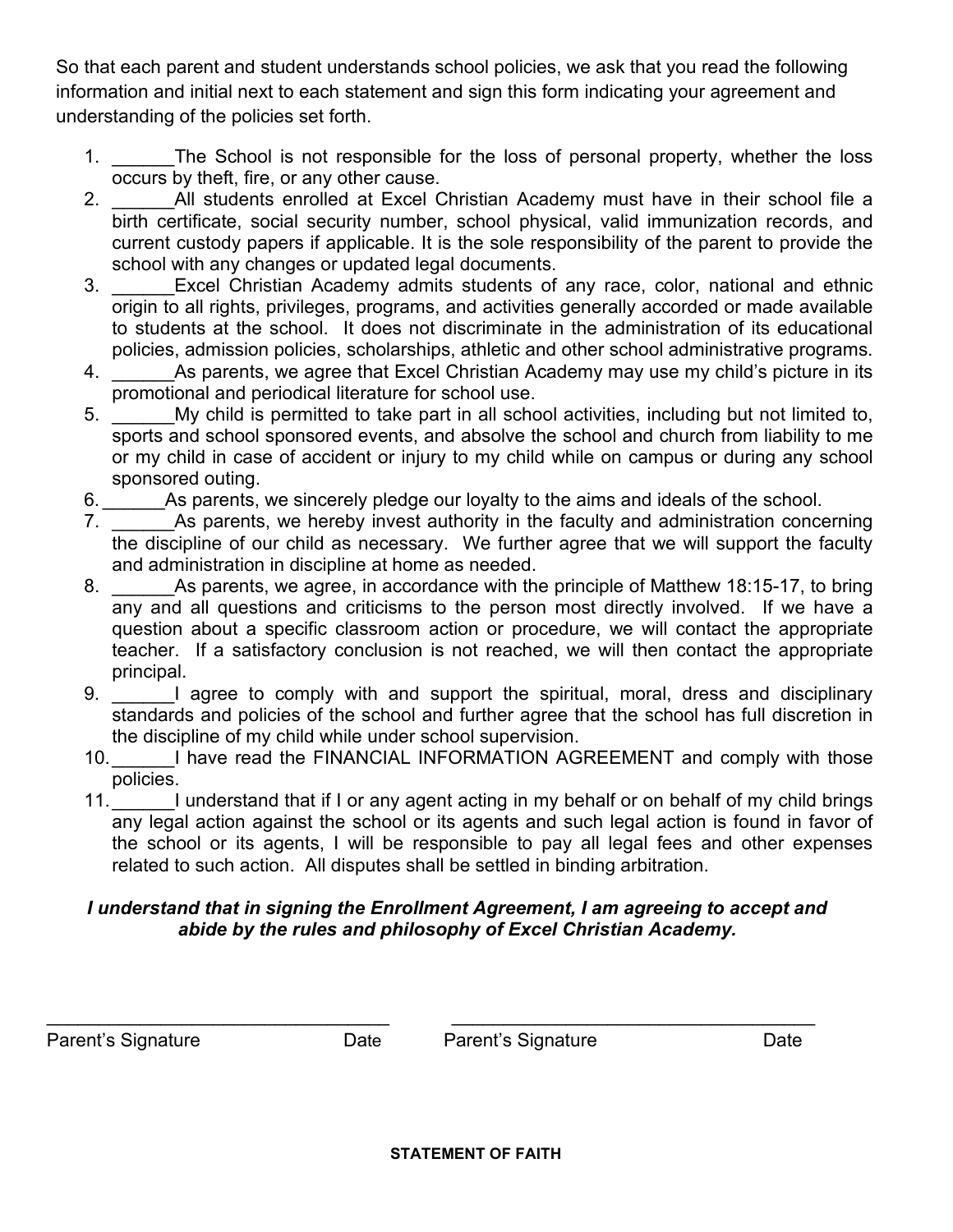So that each parent and student understands school policies, we ask that you read the following information and initial next to each statement and sign this form indicating your agreement and understanding of the policies set forth.

1. ______The School is not responsible for the loss of personal property, whether the loss occurs by theft, fire, or any other cause.
2. ______All students enrolled at Excel Christian Academy must have in their school file a birth certificate, social security number, school physical, valid immunization records, and current custody papers if applicable. It is the sole responsibility of the parent to provide the school with any changes or updated legal documents.
3. ______Excel Christian Academy admits students of any race, color, national and ethnic origin to all rights, privileges, programs, and activities generally accorded or made available to students at the school. It does not discriminate in the administration of its educational policies, admission policies, scholarships, athletic and other school administrative programs.
4. ______As parents, we agree that Excel Christian Academy may use my child's picture in its promotional and periodical literature for school use.
5. ______My child is permitted to take part in all school activities, including but not limited to, sports and school sponsored events, and absolve the school and church from liability to me or my child in case of accident or injury to my child while on campus or during any school sponsored outing.
6. ______As parents, we sincerely pledge our loyalty to the aims and ideals of the school.
7. ______As parents, we hereby invest authority in the faculty and administration concerning the discipline of our child as necessary. We further agree that we will support the faculty and administration in discipline at home as needed.
8. ______As parents, we agree, in accordance with the principle of Matthew 18:15-17, to bring any and all questions and criticisms to the person most directly involved. If we have a question about a specific classroom action or procedure, we will contact the appropriate teacher. If a satisfactory conclusion is not reached, we will then contact the appropriate principal.
9. ______I agree to comply with and support the spiritual, moral, dress and disciplinary standards and policies of the school and further agree that the school has full discretion in the discipline of my child while under school supervision.
10. ______I have read the FINANCIAL INFORMATION AGREEMENT and comply with those policies.
11. ______I understand that if I or any agent acting in my behalf or on behalf of my child brings any legal action against the school or its agents and such legal action is found in favor of the school or its agents, I will be responsible to pay all legal fees and other expenses related to such action. All disputes shall be settled in binding arbitration.

***I understand that in signing the Enrollment Agreement, I am agreeing to accept and abide by the rules and philosophy of Excel Christian Academy.***

\_\_\_\_\_\_\_\_\_\_\_\_\_\_\_\_\_\_\_\_\_\_\_\_\_\_\_\_\_\_\_\_\_\_\_ \_\_\_\_\_\_\_\_\_\_\_\_\_\_\_\_\_\_\_\_\_\_\_\_\_\_\_\_\_\_\_\_\_\_\_\_\_

Parent's Signature Date Parent's Signature Date

**STATEMENT OF FAITH**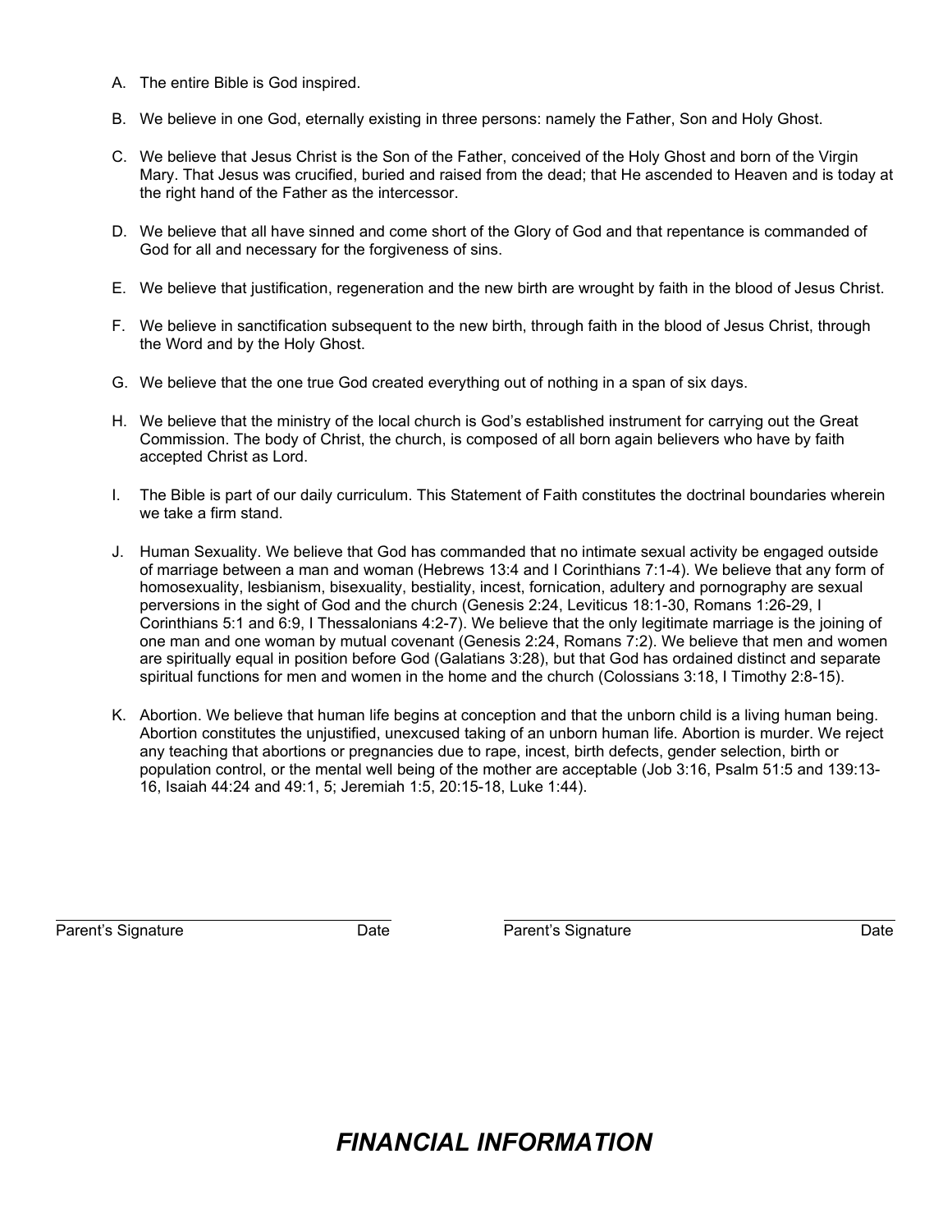A. The entire Bible is God inspired.

B. We believe in one God, eternally existing in three persons: namely the Father, Son and Holy Ghost.

C. We believe that Jesus Christ is the Son of the Father, conceived of the Holy Ghost and born of the Virgin Mary. That Jesus was crucified, buried and raised from the dead; that He ascended to Heaven and is today at the right hand of the Father as the intercessor.

D. We believe that all have sinned and come short of the Glory of God and that repentance is commanded of God for all and necessary for the forgiveness of sins.

E. We believe that justification, regeneration and the new birth are wrought by faith in the blood of Jesus Christ.

F. We believe in sanctification subsequent to the new birth, through faith in the blood of Jesus Christ, through the Word and by the Holy Ghost.

G. We believe that the one true God created everything out of nothing in a span of six days.

H. We believe that the ministry of the local church is God's established instrument for carrying out the Great Commission. The body of Christ, the church, is composed of all born again believers who have by faith accepted Christ as Lord.

I. The Bible is part of our daily curriculum. This Statement of Faith constitutes the doctrinal boundaries wherein we take a firm stand.

J. Human Sexuality. We believe that God has commanded that no intimate sexual activity be engaged outside of marriage between a man and woman (Hebrews 13:4 and I Corinthians 7:1-4). We believe that any form of homosexuality, lesbianism, bisexuality, bestiality, incest, fornication, adultery and pornography are sexual perversions in the sight of God and the church (Genesis 2:24, Leviticus 18:1-30, Romans 1:26-29, I Corinthians 5:1 and 6:9, I Thessalonians 4:2-7). We believe that the only legitimate marriage is the joining of one man and one woman by mutual covenant (Genesis 2:24, Romans 7:2). We believe that men and women are spiritually equal in position before God (Galatians 3:28), but that God has ordained distinct and separate spiritual functions for men and women in the home and the church (Colossians 3:18, I Timothy 2:8-15).

K. Abortion. We believe that human life begins at conception and that the unborn child is a living human being. Abortion constitutes the unjustified, unexcused taking of an unborn human life. Abortion is murder. We reject any teaching that abortions or pregnancies due to rape, incest, birth defects, gender selection, birth or population control, or the mental well being of the mother are acceptable (Job 3:16, Psalm 51:5 and 139:13-16, Isaiah 44:24 and 49:1, 5; Jeremiah 1:5, 20:15-18, Luke 1:44).

\_\_\_\_\_\_\_\_\_\_\_\_\_\_\_\_\_\_\_\_\_\_\_\_\_\_\_\_\_\_\_\_\_\_\_\_\_\_\_\_ \_\_\_\_\_\_\_\_\_\_\_\_\_\_\_\_\_\_\_\_\_\_\_\_\_\_\_\_\_\_\_\_\_\_\_\_\_\_\_\_

Parent's Signature Date Parent's Signature Date

# *FINANCIAL INFORMATION*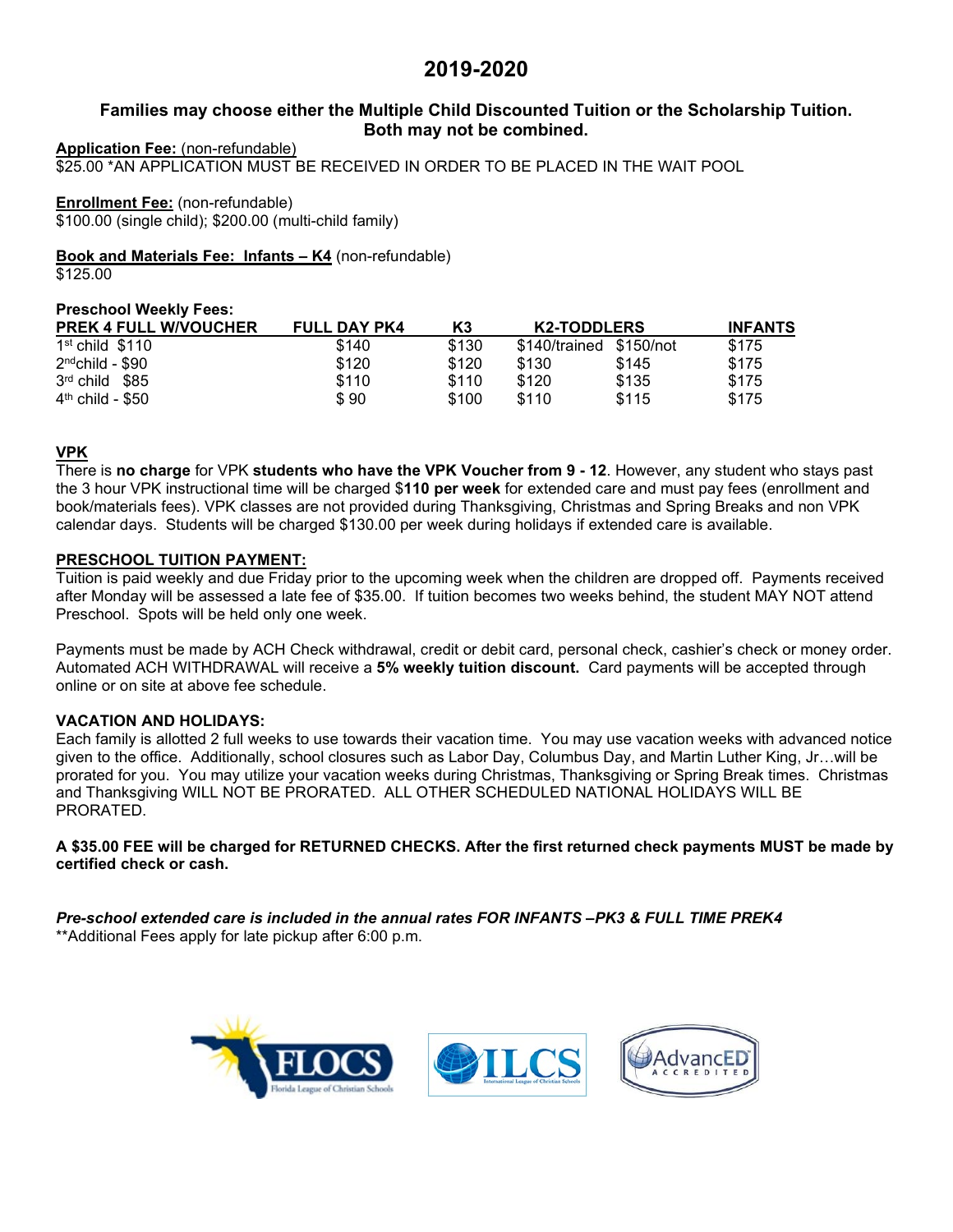# 2019-2020

**Families may choose either the Multiple Child Discounted Tuition or the Scholarship Tuition. Both may not be combined.**

**Application Fee:** (non-refundable)
$25.00 *AN APPLICATION MUST BE RECEIVED IN ORDER TO BE PLACED IN THE WAIT POOL

**Enrollment Fee:** (non-refundable)
$100.00 (single child); $200.00 (multi-child family)

**Book and Materials Fee: Infants – K4** (non-refundable)
$125.00

**Preschool Weekly Fees:**

| PREK 4 FULL W/VOUCHER | FULL DAY PK4 | K3 | K2-TODDLERS | | INFANTS |
|---|---|---|---|---|---|
| 1st child $110 | $140 | $130 | $140/trained | $150/not | $175 |
| 2nd child - $90 | $120 | $120 | $130 | $145 | $175 |
| 3rd child $85 | $110 | $110 | $120 | $135 | $175 |
| 4th child - $50 | $ 90 | $100 | $110 | $115 | $175 |

**VPK**

There is **no charge** for VPK **students who have the VPK Voucher from 9 - 12**. However, any student who stays past the 3 hour VPK instructional time will be charged $**110 per week** for extended care and must pay fees (enrollment and book/materials fees). VPK classes are not provided during Thanksgiving, Christmas and Spring Breaks and non VPK calendar days. Students will be charged $130.00 per week during holidays if extended care is available.

**PRESCHOOL TUITION PAYMENT:**

Tuition is paid weekly and due Friday prior to the upcoming week when the children are dropped off. Payments received after Monday will be assessed a late fee of $35.00. If tuition becomes two weeks behind, the student MAY NOT attend Preschool. Spots will be held only one week.

Payments must be made by ACH Check withdrawal, credit or debit card, personal check, cashier's check or money order. Automated ACH WITHDRAWAL will receive a **5% weekly tuition discount.** Card payments will be accepted through online or on site at above fee schedule.

**VACATION AND HOLIDAYS:**

Each family is allotted 2 full weeks to use towards their vacation time. You may use vacation weeks with advanced notice given to the office. Additionally, school closures such as Labor Day, Columbus Day, and Martin Luther King, Jr…will be prorated for you. You may utilize your vacation weeks during Christmas, Thanksgiving or Spring Break times. Christmas and Thanksgiving WILL NOT BE PRORATED. ALL OTHER SCHEDULED NATIONAL HOLIDAYS WILL BE PRORATED.

**A $35.00 FEE will be charged for RETURNED CHECKS. After the first returned check payments MUST be made by certified check or cash.**

***Pre-school extended care is included in the annual rates FOR INFANTS –PK3 & FULL TIME PREK4***
**Additional Fees apply for late pickup after 6:00 p.m.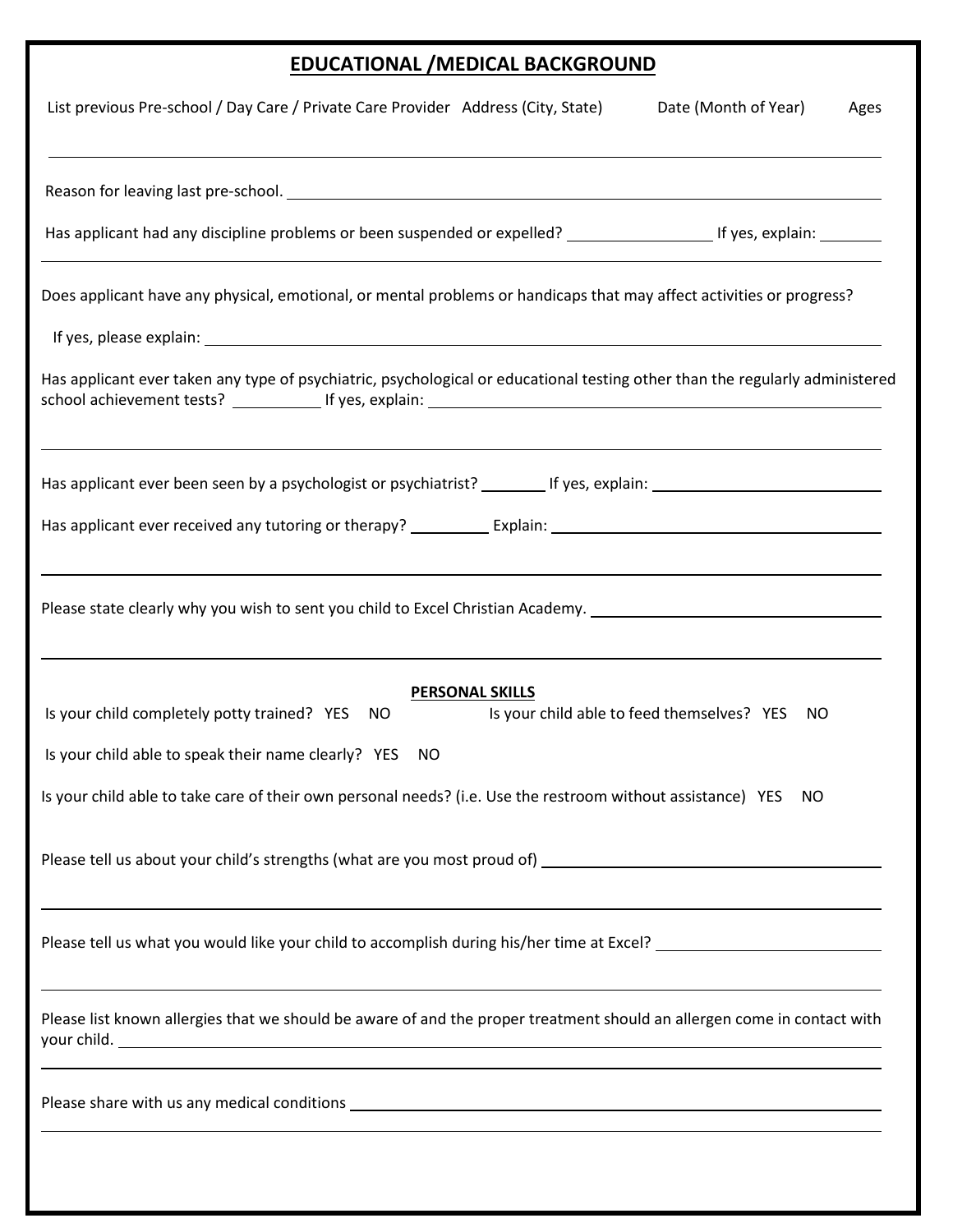## EDUCATIONAL /MEDICAL BACKGROUND

List previous Pre-school / Day Care / Private Care Provider   Address (City, State)   Date (Month of Year)   Ages

______________________________________________________________________________

Reason for leaving last pre-school. ______________________________________________

Has applicant had any discipline problems or been suspended or expelled? ______________ If yes, explain: ______

______________________________________________________________________________

Does applicant have any physical, emotional, or mental problems or handicaps that may affect activities or progress?

If yes, please explain: ______________________________________________

Has applicant ever taken any type of psychiatric, psychological or educational testing other than the regularly administered school achievement tests? __________ If yes, explain: ______________________________

______________________________________________________________________________

Has applicant ever been seen by a psychologist or psychiatrist? _______ If yes, explain: ____________________

Has applicant ever received any tutoring or therapy? _________ Explain: ______________________________

______________________________________________________________________________

Please state clearly why you wish to sent you child to Excel Christian Academy. ____________________________

______________________________________________________________________________

**PERSONAL SKILLS**

Is your child completely potty trained? YES NO

Is your child able to feed themselves? YES NO

Is your child able to speak their name clearly? YES NO

Is your child able to take care of their own personal needs? (i.e. Use the restroom without assistance) YES NO

Please tell us about your child's strengths (what are you most proud of) ______________________________

______________________________________________________________________________

Please tell us what you would like your child to accomplish during his/her time at Excel? ____________________

______________________________________________________________________________

Please list known allergies that we should be aware of and the proper treatment should an allergen come in contact with your child. ______________________________________________

______________________________________________________________________________

Please share with us any medical conditions ______________________________________________

______________________________________________________________________________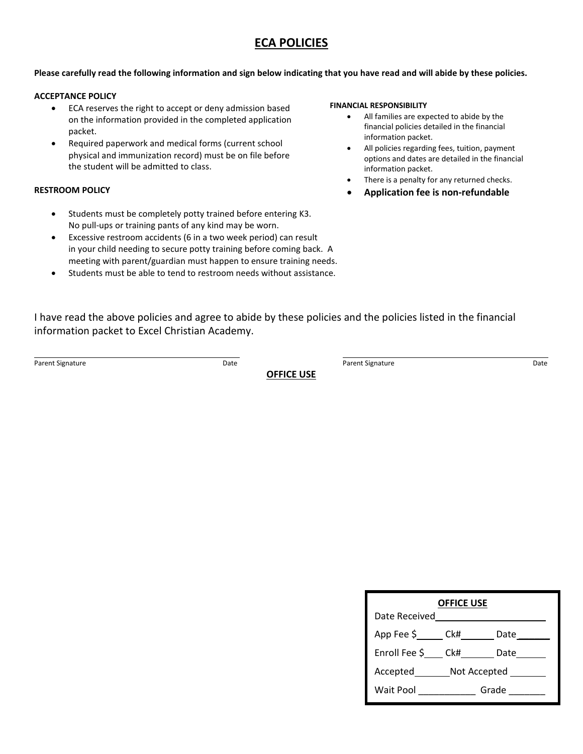# ECA POLICIES

**Please carefully read the following information and sign below indicating that you have read and will abide by these policies.**

**ACCEPTANCE POLICY**

- ECA reserves the right to accept or deny admission based on the information provided in the completed application packet.
- Required paperwork and medical forms (current school physical and immunization record) must be on file before the student will be admitted to class.

**RESTROOM POLICY**

- Students must be completely potty trained before entering K3. No pull-ups or training pants of any kind may be worn.
- Excessive restroom accidents (6 in a two week period) can result in your child needing to secure potty training before coming back. A meeting with parent/guardian must happen to ensure training needs.
- Students must be able to tend to restroom needs without assistance.

**FINANCIAL RESPONSIBILITY**

- All families are expected to abide by the financial policies detailed in the financial information packet.
- All policies regarding fees, tuition, payment options and dates are detailed in the financial information packet.
- There is a penalty for any returned checks.
- **Application fee is non-refundable**

I have read the above policies and agree to abide by these policies and the policies listed in the financial information packet to Excel Christian Academy.

_______________________________ Parent Signature Date

_______________________________ Parent Signature Date

**OFFICE USE**

**OFFICE USE**

Date Received______________________

App Fee $_____ Ck#______ Date______

Enroll Fee $____ Ck#______ Date______

Accepted_______Not Accepted _______

Wait Pool ___________ Grade _______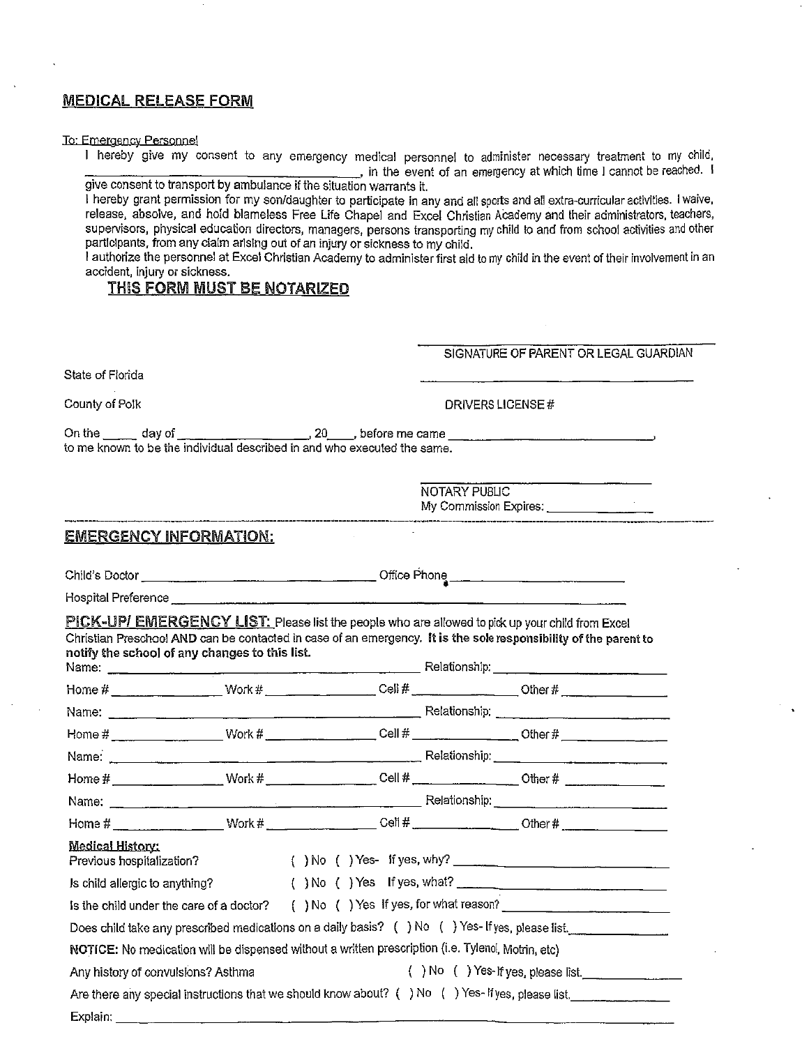## MEDICAL RELEASE FORM

To: Emergency Personnel

I hereby give my consent to any emergency medical personnel to administer necessary treatment to my child, ______________________________, in the event of an emergency at which time I cannot be reached. I give consent to transport by ambulance if the situation warrants it.

I hereby grant permission for my son/daughter to participate in any and all sports and all extra-curricular activities. I waive, release, absolve, and hold blameless Free Life Chapel and Excel Christian Academy and their administrators, teachers, supervisors, physical education directors, managers, persons transporting my child to and from school activities and other participants, from any claim arising out of an injury or sickness to my child.

I authorize the personnel at Excel Christian Academy to administer first aid to my child in the event of their involvement in an accident, injury or sickness.

**THIS FORM MUST BE NOTARIZED**

______________________________
SIGNATURE OF PARENT OR LEGAL GUARDIAN

State of Florida

______________________________

County of Polk

DRIVERS LICENSE #

On the _____ day of ________________, 20____, before me came ______________________________, to me known to be the individual described in and who executed the same.

______________________________
NOTARY PUBLIC
My Commission Expires: ______________

---

## EMERGENCY INFORMATION:

Child's Doctor ______________________________ Office Phone ______________________

Hospital Preference ____________________________________________________________

**PICK-UP/ EMERGENCY LIST:** Please list the people who are allowed to pick up your child from Excel Christian Preschool **AND** can be contacted in case of an emergency. **It is the sole responsibility of the parent to notify the school of any changes to this list.**

Name: ______________________________ Relationship: ____________________

Home # ______________ Work # ______________ Cell # ______________ Other # ______________

Name: ______________________________ Relationship: ____________________

Home # ______________ Work # ______________ Cell # ______________ Other # ______________

Name: ______________________________ Relationship: ____________________

Home # ______________ Work # ______________ Cell # ______________ Other # ______________

Name: ______________________________ Relationship: ____________________

Home # ______________ Work # ______________ Cell # ______________ Other # ______________

**Medical History:**

Previous hospitalization? ( ) No ( ) Yes- If yes, why? ____________________

Is child allergic to anything? ( ) No ( ) Yes If yes, what? ____________________

Is the child under the care of a doctor? ( ) No ( ) Yes If yes, for what reason? ____________________

Does child take any prescribed medications on a daily basis? ( ) No ( ) Yes- If yes, please list. ______________

**NOTICE:** No medication will be dispensed without a written prescription (i.e. Tylenol, Motrin, etc)

Any history of convulsions? Asthma ( ) No ( ) Yes- If yes, please list. ______________

Are there any special instructions that we should know about? ( ) No ( ) Yes- If yes, please list. ______________

Explain: ____________________________________________________________